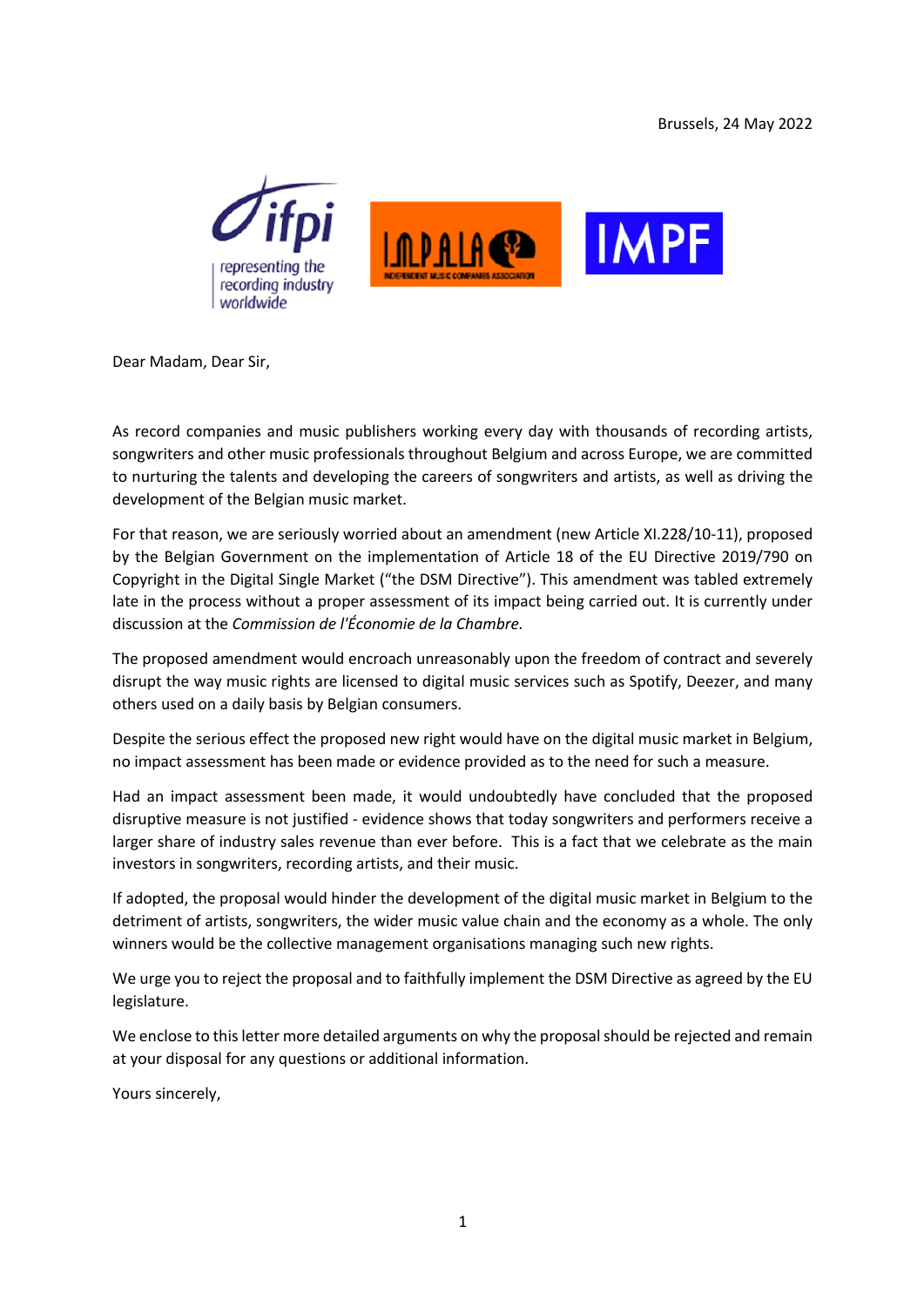Brussels, 24 May 2022

Dear Madam, Dear Sir,

As record companies and music publishers working every day with thousands of recording artists, songwriters and other music professionals throughout Belgium and across Europe, we are committed to nurturing the talents and developing the careers of songwriters and artists, as well as driving the development of the Belgian music market.

For that reason, we are seriously worried about an amendment (new Article XI.228/10-11), proposed by the Belgian Government on the implementation of Article 18 of the EU Directive 2019/790 on Copyright in the Digital Single Market ("the DSM Directive"). This amendment was tabled extremely late in the process without a proper assessment of its impact being carried out. It is currently under discussion at the *Commission de l'Économie de la Chambre.*

The proposed amendment would encroach unreasonably upon the freedom of contract and severely disrupt the way music rights are licensed to digital music services such as Spotify, Deezer, and many others used on a daily basis by Belgian consumers.

Despite the serious effect the proposed new right would have on the digital music market in Belgium, no impact assessment has been made or evidence provided as to the need for such a measure.

Had an impact assessment been made, it would undoubtedly have concluded that the proposed disruptive measure is not justified - evidence shows that today songwriters and performers receive a larger share of industry sales revenue than ever before. This is a fact that we celebrate as the main investors in songwriters, recording artists, and their music.

If adopted, the proposal would hinder the development of the digital music market in Belgium to the detriment of artists, songwriters, the wider music value chain and the economy as a whole. The only winners would be the collective management organisations managing such new rights.

We urge you to reject the proposal and to faithfully implement the DSM Directive as agreed by the EU legislature.

We enclose to this letter more detailed arguments on why the proposal should be rejected and remain at your disposal for any questions or additional information.

Yours sincerely,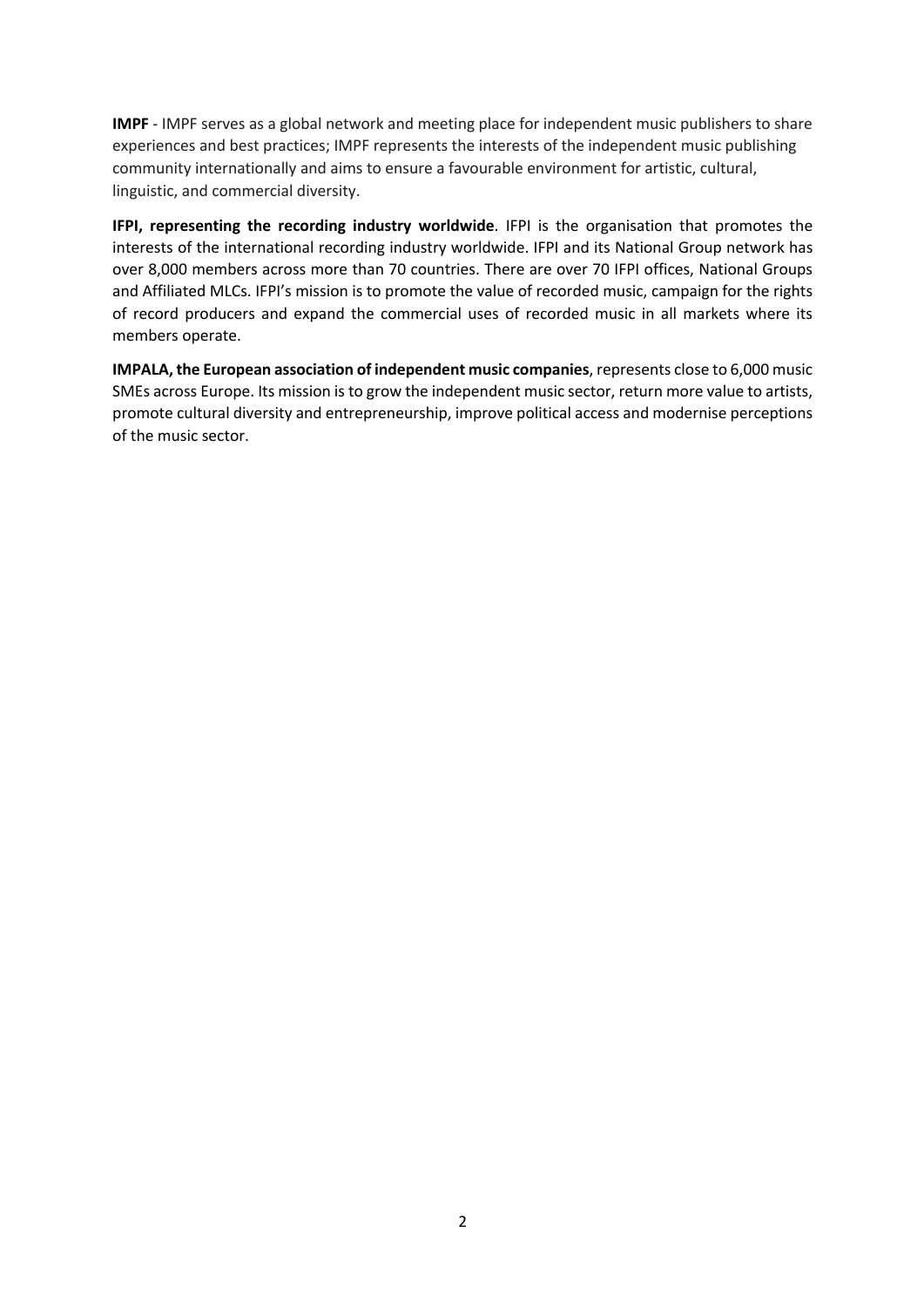**IMPF** - IMPF serves as a global network and meeting place for independent music publishers to share experiences and best practices; IMPF represents the interests of the independent music publishing community internationally and aims to ensure a favourable environment for artistic, cultural, linguistic, and commercial diversity.

**IFPI, representing the recording industry worldwide**. IFPI is the organisation that promotes the interests of the international recording industry worldwide. IFPI and its National Group network has over 8,000 members across more than 70 countries. There are over 70 IFPI offices, National Groups and Affiliated MLCs. IFPI's mission is to promote the value of recorded music, campaign for the rights of record producers and expand the commercial uses of recorded music in all markets where its members operate.

**IMPALA, the European association of independent music companies**, represents close to 6,000 music SMEs across Europe. Its mission is to grow the independent music sector, return more value to artists, promote cultural diversity and entrepreneurship, improve political access and modernise perceptions of the music sector.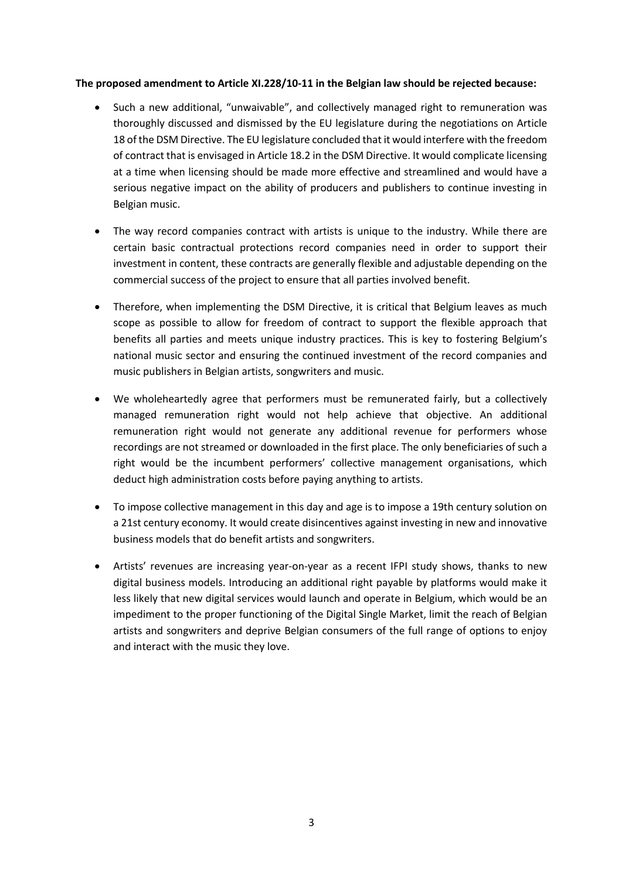**The proposed amendment to Article XI.228/10-11 in the Belgian law should be rejected because:**

- Such a new additional, "unwaivable", and collectively managed right to remuneration was thoroughly discussed and dismissed by the EU legislature during the negotiations on Article 18 of the DSM Directive. The EU legislature concluded that it would interfere with the freedom of contract that is envisaged in Article 18.2 in the DSM Directive. It would complicate licensing at a time when licensing should be made more effective and streamlined and would have a serious negative impact on the ability of producers and publishers to continue investing in Belgian music.

- The way record companies contract with artists is unique to the industry. While there are certain basic contractual protections record companies need in order to support their investment in content, these contracts are generally flexible and adjustable depending on the commercial success of the project to ensure that all parties involved benefit.

- Therefore, when implementing the DSM Directive, it is critical that Belgium leaves as much scope as possible to allow for freedom of contract to support the flexible approach that benefits all parties and meets unique industry practices. This is key to fostering Belgium's national music sector and ensuring the continued investment of the record companies and music publishers in Belgian artists, songwriters and music.

- We wholeheartedly agree that performers must be remunerated fairly, but a collectively managed remuneration right would not help achieve that objective. An additional remuneration right would not generate any additional revenue for performers whose recordings are not streamed or downloaded in the first place. The only beneficiaries of such a right would be the incumbent performers' collective management organisations, which deduct high administration costs before paying anything to artists.

- To impose collective management in this day and age is to impose a 19th century solution on a 21st century economy. It would create disincentives against investing in new and innovative business models that do benefit artists and songwriters.

- Artists' revenues are increasing year-on-year as a recent IFPI study shows, thanks to new digital business models. Introducing an additional right payable by platforms would make it less likely that new digital services would launch and operate in Belgium, which would be an impediment to the proper functioning of the Digital Single Market, limit the reach of Belgian artists and songwriters and deprive Belgian consumers of the full range of options to enjoy and interact with the music they love.